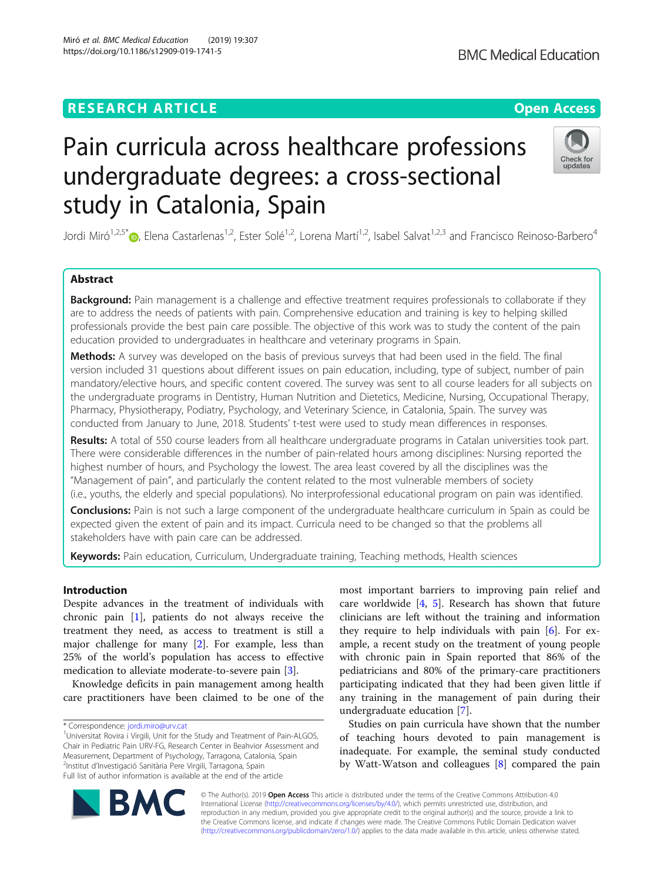RESEARCH ARTICLE

Open Access

# Pain curricula across healthcare professions undergraduate degrees: a cross-sectional study in Catalonia, Spain

Jordi Miró[1,2,5*], Elena Castarlenas[1,2], Ester Solé[1,2], Lorena Martí[1,2], Isabel Salvat[1,2,3] and Francisco Reinoso-Barbero[4]

## Abstract

**Background:** Pain management is a challenge and effective treatment requires professionals to collaborate if they are to address the needs of patients with pain. Comprehensive education and training is key to helping skilled professionals provide the best pain care possible. The objective of this work was to study the content of the pain education provided to undergraduates in healthcare and veterinary programs in Spain.

**Methods:** A survey was developed on the basis of previous surveys that had been used in the field. The final version included 31 questions about different issues on pain education, including, type of subject, number of pain mandatory/elective hours, and specific content covered. The survey was sent to all course leaders for all subjects on the undergraduate programs in Dentistry, Human Nutrition and Dietetics, Medicine, Nursing, Occupational Therapy, Pharmacy, Physiotherapy, Podiatry, Psychology, and Veterinary Science, in Catalonia, Spain. The survey was conducted from January to June, 2018. Students' t-test were used to study mean differences in responses.

**Results:** A total of 550 course leaders from all healthcare undergraduate programs in Catalan universities took part. There were considerable differences in the number of pain-related hours among disciplines: Nursing reported the highest number of hours, and Psychology the lowest. The area least covered by all the disciplines was the "Management of pain", and particularly the content related to the most vulnerable members of society (i.e., youths, the elderly and special populations). No interprofessional educational program on pain was identified.

**Conclusions:** Pain is not such a large component of the undergraduate healthcare curriculum in Spain as could be expected given the extent of pain and its impact. Curricula need to be changed so that the problems all stakeholders have with pain care can be addressed.

**Keywords:** Pain education, Curriculum, Undergraduate training, Teaching methods, Health sciences

## Introduction

Despite advances in the treatment of individuals with chronic pain [1], patients do not always receive the treatment they need, as access to treatment is still a major challenge for many [2]. For example, less than 25% of the world's population has access to effective medication to alleviate moderate-to-severe pain [3].

Knowledge deficits in pain management among health care practitioners have been claimed to be one of the most important barriers to improving pain relief and care worldwide [4, 5]. Research has shown that future clinicians are left without the training and information they require to help individuals with pain [6]. For example, a recent study on the treatment of young people with chronic pain in Spain reported that 86% of the pediatricians and 80% of the primary-care practitioners participating indicated that they had been given little if any training in the management of pain during their undergraduate education [7].

Studies on pain curricula have shown that the number of teaching hours devoted to pain management is inadequate. For example, the seminal study conducted by Watt-Watson and colleagues [8] compared the pain

\* Correspondence: jordi.miro@urv.cat
[1]Universitat Rovira i Virgili, Unit for the Study and Treatment of Pain-ALGOS, Chair in Pediatric Pain URV-FG, Research Center in Beahvior Assessment and Measurement, Department of Psychology, Tarragona, Catalonia, Spain
[2]Institut d'Investigació Sanitària Pere Virgili, Tarragona, Spain
Full list of author information is available at the end of the article

© The Author(s). 2019 **Open Access** This article is distributed under the terms of the Creative Commons Attribution 4.0 International License (http://creativecommons.org/licenses/by/4.0/), which permits unrestricted use, distribution, and reproduction in any medium, provided you give appropriate credit to the original author(s) and the source, provide a link to the Creative Commons license, and indicate if changes were made. The Creative Commons Public Domain Dedication waiver (http://creativecommons.org/publicdomain/zero/1.0/) applies to the data made available in this article, unless otherwise stated.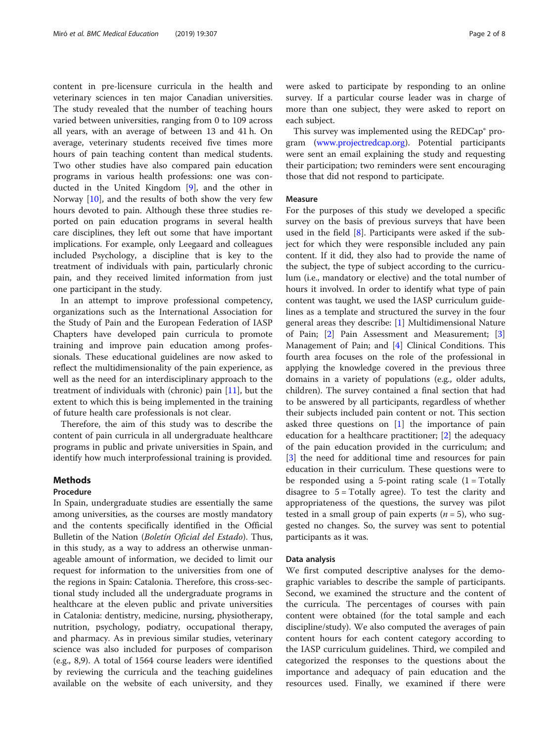content in pre-licensure curricula in the health and veterinary sciences in ten major Canadian universities. The study revealed that the number of teaching hours varied between universities, ranging from 0 to 109 across all years, with an average of between 13 and 41 h. On average, veterinary students received five times more hours of pain teaching content than medical students. Two other studies have also compared pain education programs in various health professions: one was conducted in the United Kingdom [9], and the other in Norway [10], and the results of both show the very few hours devoted to pain. Although these three studies reported on pain education programs in several health care disciplines, they left out some that have important implications. For example, only Leegaard and colleagues included Psychology, a discipline that is key to the treatment of individuals with pain, particularly chronic pain, and they received limited information from just one participant in the study.

In an attempt to improve professional competency, organizations such as the International Association for the Study of Pain and the European Federation of IASP Chapters have developed pain curricula to promote training and improve pain education among professionals. These educational guidelines are now asked to reflect the multidimensionality of the pain experience, as well as the need for an interdisciplinary approach to the treatment of individuals with (chronic) pain [11], but the extent to which this is being implemented in the training of future health care professionals is not clear.

Therefore, the aim of this study was to describe the content of pain curricula in all undergraduate healthcare programs in public and private universities in Spain, and identify how much interprofessional training is provided.

## Methods

### Procedure

In Spain, undergraduate studies are essentially the same among universities, as the courses are mostly mandatory and the contents specifically identified in the Official Bulletin of the Nation (*Boletín Oficial del Estado*). Thus, in this study, as a way to address an otherwise unmanageable amount of information, we decided to limit our request for information to the universities from one of the regions in Spain: Catalonia. Therefore, this cross-sectional study included all the undergraduate programs in healthcare at the eleven public and private universities in Catalonia: dentistry, medicine, nursing, physiotherapy, nutrition, psychology, podiatry, occupational therapy, and pharmacy. As in previous similar studies, veterinary science was also included for purposes of comparison (e.g., 8,9). A total of 1564 course leaders were identified by reviewing the curricula and the teaching guidelines available on the website of each university, and they were asked to participate by responding to an online survey. If a particular course leader was in charge of more than one subject, they were asked to report on each subject.

This survey was implemented using the REDCap® program (www.projectredcap.org). Potential participants were sent an email explaining the study and requesting their participation; two reminders were sent encouraging those that did not respond to participate.

### Measure

For the purposes of this study we developed a specific survey on the basis of previous surveys that have been used in the field [8]. Participants were asked if the subject for which they were responsible included any pain content. If it did, they also had to provide the name of the subject, the type of subject according to the curriculum (i.e., mandatory or elective) and the total number of hours it involved. In order to identify what type of pain content was taught, we used the IASP curriculum guidelines as a template and structured the survey in the four general areas they describe: [1] Multidimensional Nature of Pain; [2] Pain Assessment and Measurement; [3] Management of Pain; and [4] Clinical Conditions. This fourth area focuses on the role of the professional in applying the knowledge covered in the previous three domains in a variety of populations (e.g., older adults, children). The survey contained a final section that had to be answered by all participants, regardless of whether their subjects included pain content or not. This section asked three questions on [1] the importance of pain education for a healthcare practitioner; [2] the adequacy of the pain education provided in the curriculum; and [3] the need for additional time and resources for pain education in their curriculum. These questions were to be responded using a 5-point rating scale (1 = Totally disagree to 5 = Totally agree). To test the clarity and appropriateness of the questions, the survey was pilot tested in a small group of pain experts ($n = 5$), who suggested no changes. So, the survey was sent to potential participants as it was.

### Data analysis

We first computed descriptive analyses for the demographic variables to describe the sample of participants. Second, we examined the structure and the content of the curricula. The percentages of courses with pain content were obtained (for the total sample and each discipline/study). We also computed the averages of pain content hours for each content category according to the IASP curriculum guidelines. Third, we compiled and categorized the responses to the questions about the importance and adequacy of pain education and the resources used. Finally, we examined if there were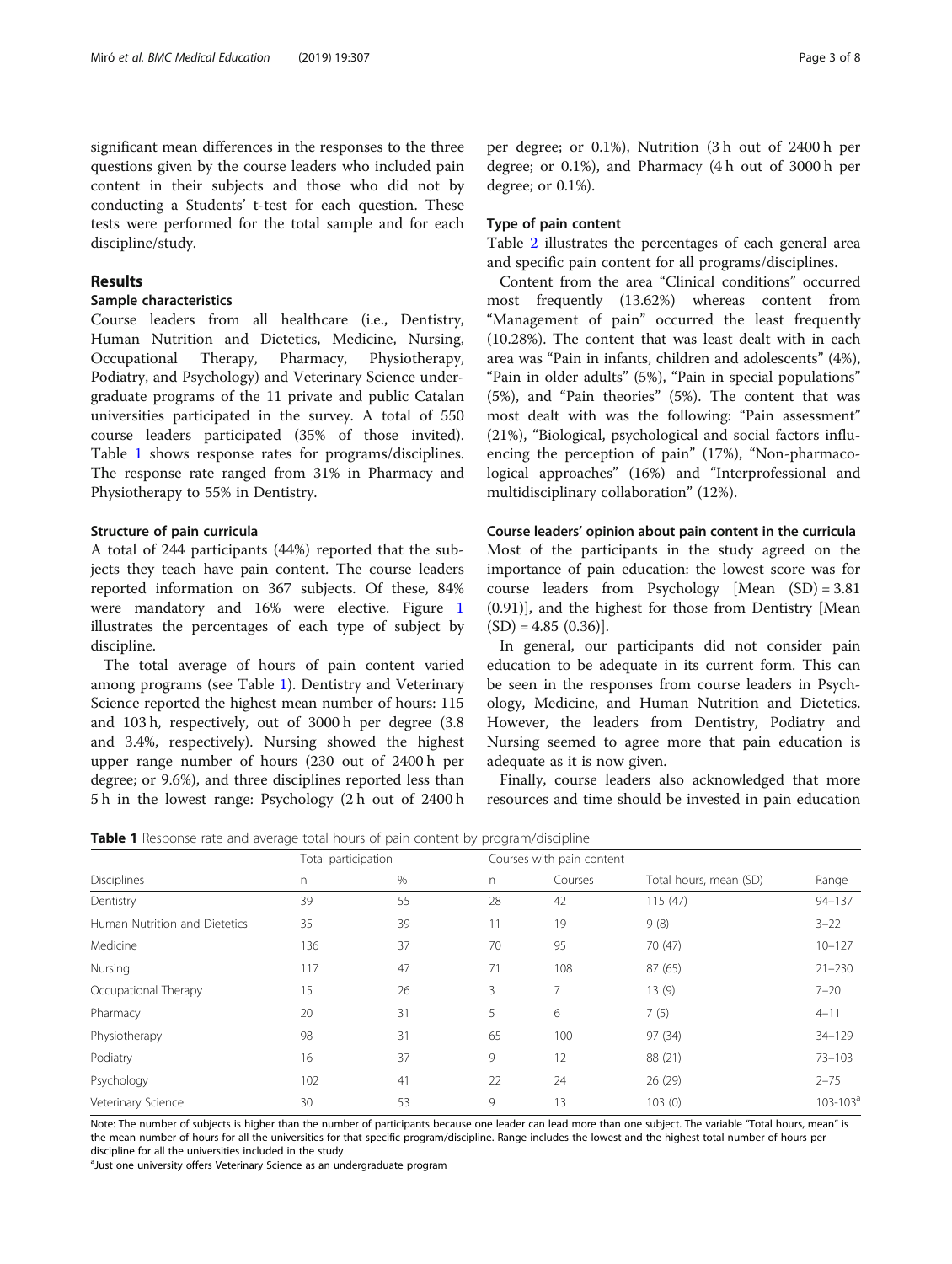significant mean differences in the responses to the three questions given by the course leaders who included pain content in their subjects and those who did not by conducting a Students' t-test for each question. These tests were performed for the total sample and for each discipline/study.

## Results

### Sample characteristics

Course leaders from all healthcare (i.e., Dentistry, Human Nutrition and Dietetics, Medicine, Nursing, Occupational Therapy, Pharmacy, Physiotherapy, Podiatry, and Psychology) and Veterinary Science undergraduate programs of the 11 private and public Catalan universities participated in the survey. A total of 550 course leaders participated (35% of those invited). Table 1 shows response rates for programs/disciplines. The response rate ranged from 31% in Pharmacy and Physiotherapy to 55% in Dentistry.

### Structure of pain curricula

A total of 244 participants (44%) reported that the subjects they teach have pain content. The course leaders reported information on 367 subjects. Of these, 84% were mandatory and 16% were elective. Figure 1 illustrates the percentages of each type of subject by discipline.

The total average of hours of pain content varied among programs (see Table 1). Dentistry and Veterinary Science reported the highest mean number of hours: 115 and 103 h, respectively, out of 3000 h per degree (3.8 and 3.4%, respectively). Nursing showed the highest upper range number of hours (230 out of 2400 h per degree; or 9.6%), and three disciplines reported less than 5 h in the lowest range: Psychology (2 h out of 2400 h per degree; or 0.1%), Nutrition (3 h out of 2400 h per degree; or 0.1%), and Pharmacy (4 h out of 3000 h per degree; or 0.1%).

### Type of pain content

Table 2 illustrates the percentages of each general area and specific pain content for all programs/disciplines.

Content from the area "Clinical conditions" occurred most frequently (13.62%) whereas content from "Management of pain" occurred the least frequently (10.28%). The content that was least dealt with in each area was "Pain in infants, children and adolescents" (4%), "Pain in older adults" (5%), "Pain in special populations" (5%), and "Pain theories" (5%). The content that was most dealt with was the following: "Pain assessment" (21%), "Biological, psychological and social factors influencing the perception of pain" (17%), "Non-pharmacological approaches" (16%) and "Interprofessional and multidisciplinary collaboration" (12%).

### Course leaders' opinion about pain content in the curricula

Most of the participants in the study agreed on the importance of pain education: the lowest score was for course leaders from Psychology [Mean (SD) = 3.81 (0.91)], and the highest for those from Dentistry [Mean (SD) = 4.85 (0.36)].

In general, our participants did not consider pain education to be adequate in its current form. This can be seen in the responses from course leaders in Psychology, Medicine, and Human Nutrition and Dietetics. However, the leaders from Dentistry, Podiatry and Nursing seemed to agree more that pain education is adequate as it is now given.

Finally, course leaders also acknowledged that more resources and time should be invested in pain education

**Table 1** Response rate and average total hours of pain content by program/discipline

| Disciplines | Total participation | | Courses with pain content | | | |
|---|---|---|---|---|---|---|
| | n | % | n | Courses | Total hours, mean (SD) | Range |
| Dentistry | 39 | 55 | 28 | 42 | 115 (47) | 94–137 |
| Human Nutrition and Dietetics | 35 | 39 | 11 | 19 | 9 (8) | 3–22 |
| Medicine | 136 | 37 | 70 | 95 | 70 (47) | 10–127 |
| Nursing | 117 | 47 | 71 | 108 | 87 (65) | 21–230 |
| Occupational Therapy | 15 | 26 | 3 | 7 | 13 (9) | 7–20 |
| Pharmacy | 20 | 31 | 5 | 6 | 7 (5) | 4–11 |
| Physiotherapy | 98 | 31 | 65 | 100 | 97 (34) | 34–129 |
| Podiatry | 16 | 37 | 9 | 12 | 88 (21) | 73–103 |
| Psychology | 102 | 41 | 22 | 24 | 26 (29) | 2–75 |
| Veterinary Science | 30 | 53 | 9 | 13 | 103 (0) | 103-103[a] |

Note: The number of subjects is higher than the number of participants because one leader can lead more than one subject. The variable "Total hours, mean" is the mean number of hours for all the universities for that specific program/discipline. Range includes the lowest and the highest total number of hours per discipline for all the universities included in the study

[a]Just one university offers Veterinary Science as an undergraduate program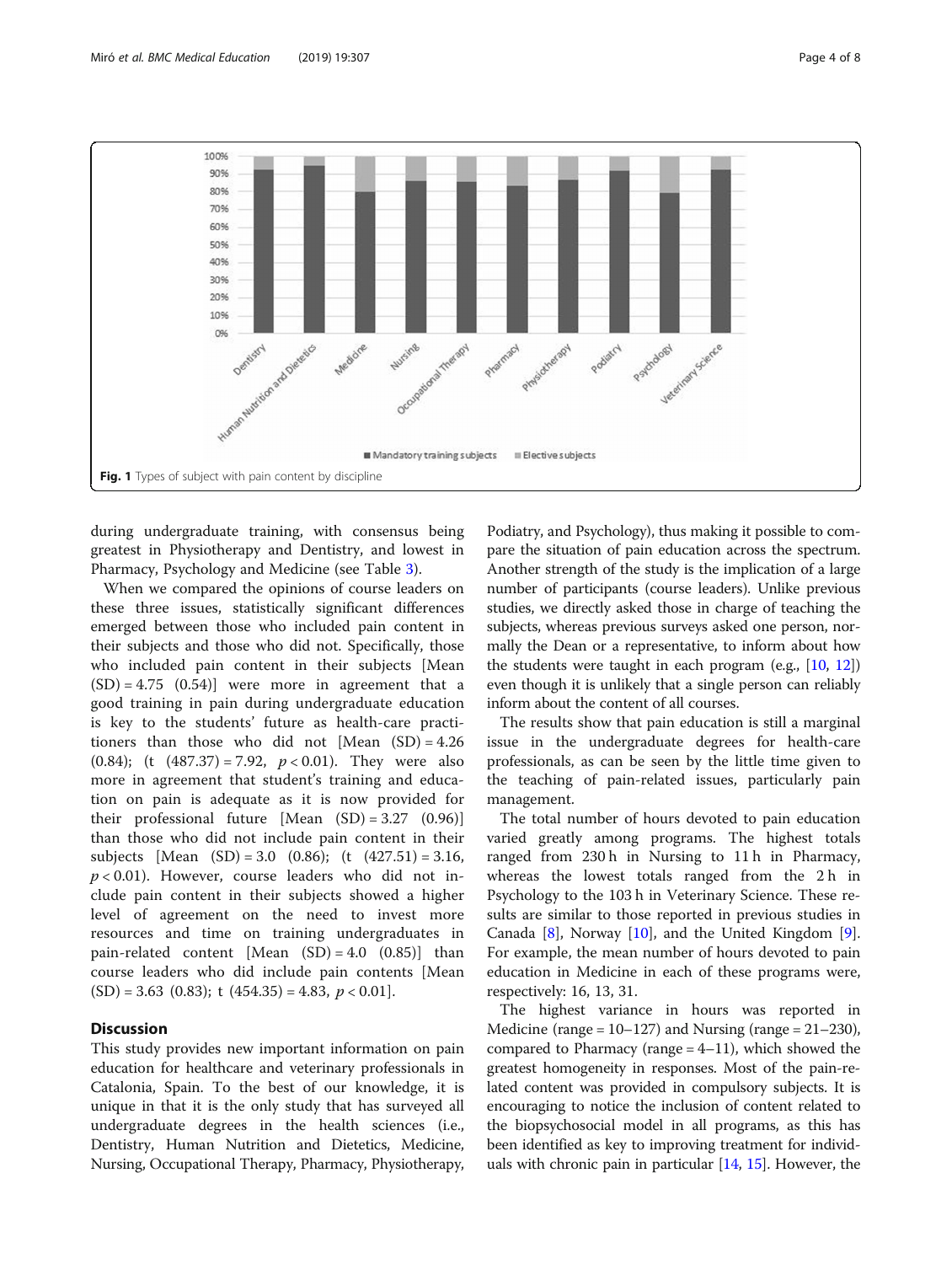Fig. 1 Types of subject with pain content by discipline

during undergraduate training, with consensus being greatest in Physiotherapy and Dentistry, and lowest in Pharmacy, Psychology and Medicine (see Table 3).

When we compared the opinions of course leaders on these three issues, statistically significant differences emerged between those who included pain content in their subjects and those who did not. Specifically, those who included pain content in their subjects [Mean (SD) = 4.75 (0.54)] were more in agreement that a good training in pain during undergraduate education is key to the students' future as health-care practitioners than those who did not [Mean (SD) = 4.26 (0.84); (t (487.37) = 7.92, $p < 0.01$). They were also more in agreement that student's training and education on pain is adequate as it is now provided for their professional future [Mean (SD) = 3.27 (0.96)] than those who did not include pain content in their subjects [Mean (SD) = 3.0 (0.86); (t (427.51) = 3.16, $p < 0.01$). However, course leaders who did not include pain content in their subjects showed a higher level of agreement on the need to invest more resources and time on training undergraduates in pain-related content [Mean (SD) = 4.0 (0.85)] than course leaders who did include pain contents [Mean (SD) = 3.63 (0.83); t (454.35) = 4.83, $p < 0.01$].

## Discussion

This study provides new important information on pain education for healthcare and veterinary professionals in Catalonia, Spain. To the best of our knowledge, it is unique in that it is the only study that has surveyed all undergraduate degrees in the health sciences (i.e., Dentistry, Human Nutrition and Dietetics, Medicine, Nursing, Occupational Therapy, Pharmacy, Physiotherapy, Podiatry, and Psychology), thus making it possible to compare the situation of pain education across the spectrum. Another strength of the study is the implication of a large number of participants (course leaders). Unlike previous studies, we directly asked those in charge of teaching the subjects, whereas previous surveys asked one person, normally the Dean or a representative, to inform about how the students were taught in each program (e.g., [10, 12]) even though it is unlikely that a single person can reliably inform about the content of all courses.

The results show that pain education is still a marginal issue in the undergraduate degrees for health-care professionals, as can be seen by the little time given to the teaching of pain-related issues, particularly pain management.

The total number of hours devoted to pain education varied greatly among programs. The highest totals ranged from 230 h in Nursing to 11 h in Pharmacy, whereas the lowest totals ranged from the 2 h in Psychology to the 103 h in Veterinary Science. These results are similar to those reported in previous studies in Canada [8], Norway [10], and the United Kingdom [9]. For example, the mean number of hours devoted to pain education in Medicine in each of these programs were, respectively: 16, 13, 31.

The highest variance in hours was reported in Medicine (range = 10–127) and Nursing (range = 21–230), compared to Pharmacy (range = 4–11), which showed the greatest homogeneity in responses. Most of the pain-related content was provided in compulsory subjects. It is encouraging to notice the inclusion of content related to the biopsychosocial model in all programs, as this has been identified as key to improving treatment for individuals with chronic pain in particular [14, 15]. However, the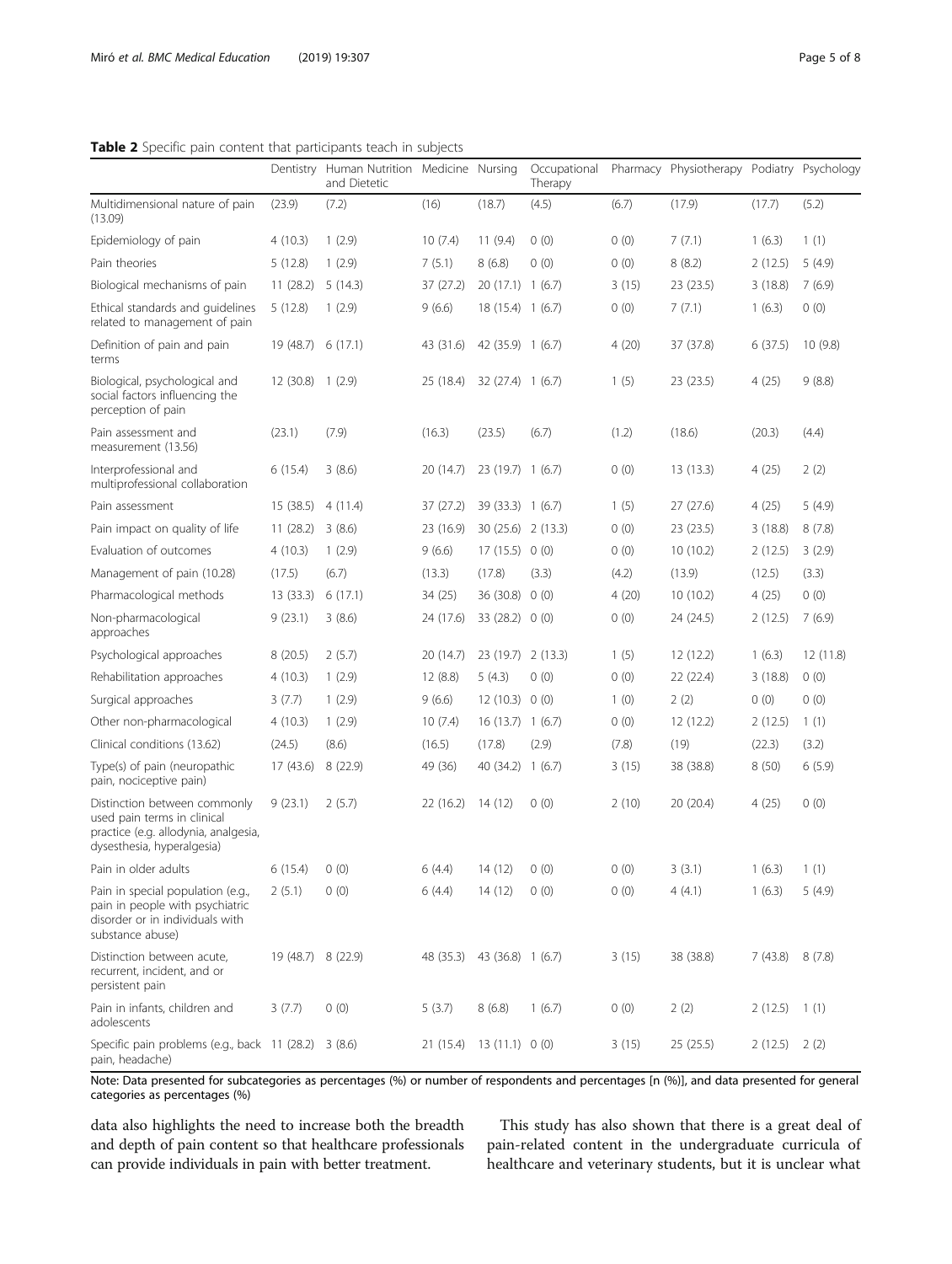**Table 2** Specific pain content that participants teach in subjects

| | Dentistry | Human Nutrition and Dietetic | Medicine | Nursing | Occupational Therapy | Pharmacy | Physiotherapy | Podiatry | Psychology |
|---|---|---|---|---|---|---|---|---|---|
| Multidimensional nature of pain (13.09) | (23.9) | (7.2) | (16) | (18.7) | (4.5) | (6.7) | (17.9) | (17.7) | (5.2) |
| Epidemiology of pain | 4 (10.3) | 1 (2.9) | 10 (7.4) | 11 (9.4) | 0 (0) | 0 (0) | 7 (7.1) | 1 (6.3) | 1 (1) |
| Pain theories | 5 (12.8) | 1 (2.9) | 7 (5.1) | 8 (6.8) | 0 (0) | 0 (0) | 8 (8.2) | 2 (12.5) | 5 (4.9) |
| Biological mechanisms of pain | 11 (28.2) | 5 (14.3) | 37 (27.2) | 20 (17.1) | 1 (6.7) | 3 (15) | 23 (23.5) | 3 (18.8) | 7 (6.9) |
| Ethical standards and guidelines related to management of pain | 5 (12.8) | 1 (2.9) | 9 (6.6) | 18 (15.4) | 1 (6.7) | 0 (0) | 7 (7.1) | 1 (6.3) | 0 (0) |
| Definition of pain and pain terms | 19 (48.7) | 6 (17.1) | 43 (31.6) | 42 (35.9) | 1 (6.7) | 4 (20) | 37 (37.8) | 6 (37.5) | 10 (9.8) |
| Biological, psychological and social factors influencing the perception of pain | 12 (30.8) | 1 (2.9) | 25 (18.4) | 32 (27.4) | 1 (6.7) | 1 (5) | 23 (23.5) | 4 (25) | 9 (8.8) |
| Pain assessment and measurement (13.56) | (23.1) | (7.9) | (16.3) | (23.5) | (6.7) | (1.2) | (18.6) | (20.3) | (4.4) |
| Interprofessional and multiprofessional collaboration | 6 (15.4) | 3 (8.6) | 20 (14.7) | 23 (19.7) | 1 (6.7) | 0 (0) | 13 (13.3) | 4 (25) | 2 (2) |
| Pain assessment | 15 (38.5) | 4 (11.4) | 37 (27.2) | 39 (33.3) | 1 (6.7) | 1 (5) | 27 (27.6) | 4 (25) | 5 (4.9) |
| Pain impact on quality of life | 11 (28.2) | 3 (8.6) | 23 (16.9) | 30 (25.6) | 2 (13.3) | 0 (0) | 23 (23.5) | 3 (18.8) | 8 (7.8) |
| Evaluation of outcomes | 4 (10.3) | 1 (2.9) | 9 (6.6) | 17 (15.5) | 0 (0) | 0 (0) | 10 (10.2) | 2 (12.5) | 3 (2.9) |
| Management of pain (10.28) | (17.5) | (6.7) | (13.3) | (17.8) | (3.3) | (4.2) | (13.9) | (12.5) | (3.3) |
| Pharmacological methods | 13 (33.3) | 6 (17.1) | 34 (25) | 36 (30.8) | 0 (0) | 4 (20) | 10 (10.2) | 4 (25) | 0 (0) |
| Non-pharmacological approaches | 9 (23.1) | 3 (8.6) | 24 (17.6) | 33 (28.2) | 0 (0) | 0 (0) | 24 (24.5) | 2 (12.5) | 7 (6.9) |
| Psychological approaches | 8 (20.5) | 2 (5.7) | 20 (14.7) | 23 (19.7) | 2 (13.3) | 1 (5) | 12 (12.2) | 1 (6.3) | 12 (11.8) |
| Rehabilitation approaches | 4 (10.3) | 1 (2.9) | 12 (8.8) | 5 (4.3) | 0 (0) | 0 (0) | 22 (22.4) | 3 (18.8) | 0 (0) |
| Surgical approaches | 3 (7.7) | 1 (2.9) | 9 (6.6) | 12 (10.3) | 0 (0) | 1 (0) | 2 (2) | 0 (0) | 0 (0) |
| Other non-pharmacological | 4 (10.3) | 1 (2.9) | 10 (7.4) | 16 (13.7) | 1 (6.7) | 0 (0) | 12 (12.2) | 2 (12.5) | 1 (1) |
| Clinical conditions (13.62) | (24.5) | (8.6) | (16.5) | (17.8) | (2.9) | (7.8) | (19) | (22.3) | (3.2) |
| Type(s) of pain (neuropathic pain, nociceptive pain) | 17 (43.6) | 8 (22.9) | 49 (36) | 40 (34.2) | 1 (6.7) | 3 (15) | 38 (38.8) | 8 (50) | 6 (5.9) |
| Distinction between commonly used pain terms in clinical practice (e.g. allodynia, analgesia, dysesthesia, hyperalgesia) | 9 (23.1) | 2 (5.7) | 22 (16.2) | 14 (12) | 0 (0) | 2 (10) | 20 (20.4) | 4 (25) | 0 (0) |
| Pain in older adults | 6 (15.4) | 0 (0) | 6 (4.4) | 14 (12) | 0 (0) | 0 (0) | 3 (3.1) | 1 (6.3) | 1 (1) |
| Pain in special population (e.g., pain in people with psychiatric disorder or in individuals with substance abuse) | 2 (5.1) | 0 (0) | 6 (4.4) | 14 (12) | 0 (0) | 0 (0) | 4 (4.1) | 1 (6.3) | 5 (4.9) |
| Distinction between acute, recurrent, incident, and or persistent pain | 19 (48.7) | 8 (22.9) | 48 (35.3) | 43 (36.8) | 1 (6.7) | 3 (15) | 38 (38.8) | 7 (43.8) | 8 (7.8) |
| Pain in infants, children and adolescents | 3 (7.7) | 0 (0) | 5 (3.7) | 8 (6.8) | 1 (6.7) | 0 (0) | 2 (2) | 2 (12.5) | 1 (1) |
| Specific pain problems (e.g., back pain, headache) | 11 (28.2) | 3 (8.6) | 21 (15.4) | 13 (11.1) | 0 (0) | 3 (15) | 25 (25.5) | 2 (12.5) | 2 (2) |

Note: Data presented for subcategories as percentages (%) or number of respondents and percentages [n (%)], and data presented for general categories as percentages (%)

data also highlights the need to increase both the breadth and depth of pain content so that healthcare professionals can provide individuals in pain with better treatment.

This study has also shown that there is a great deal of pain-related content in the undergraduate curricula of healthcare and veterinary students, but it is unclear what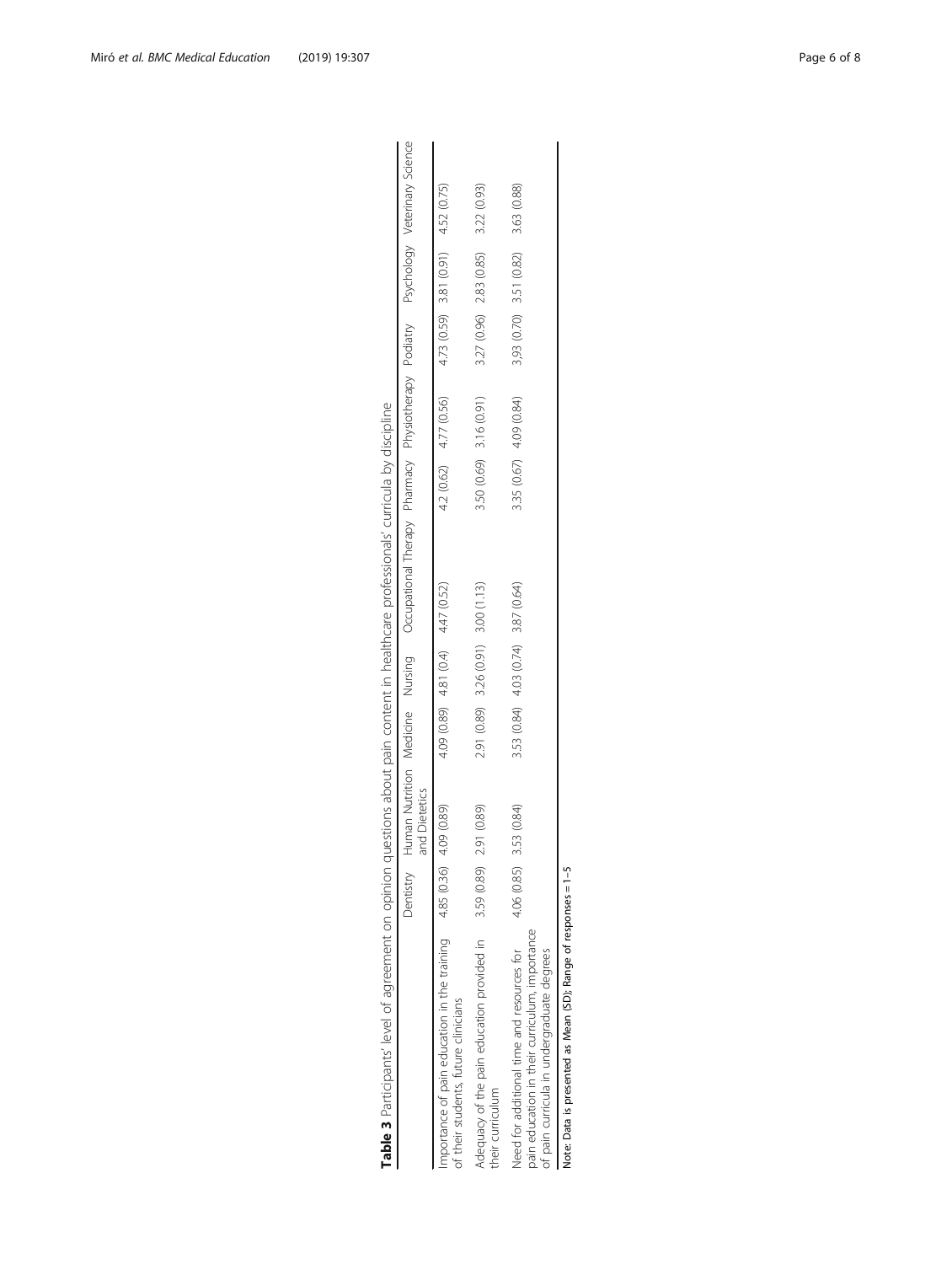**Table 3** Participants' level of agreement on opinion questions about pain content in healthcare professionals' curricula by discipline

| | Dentistry | Human Nutrition and Dietetics | Medicine | Nursing | Occupational Therapy | Pharmacy | Physiotherapy | Podiatry | Psychology | Veterinary Science |
|---|---|---|---|---|---|---|---|---|---|---|
| Importance of pain education in the training of their students, future clinicians | 4.85 (0.36) | 4.09 (0.89) | 4.09 (0.89) | 4.81 (0.4) | 4.47 (0.52) | 4.2 (0.62) | 4.77 (0.56) | 4.73 (0.59) | 3.81 (0.91) | 4.52 (0.75) |
| Adequacy of the pain education provided in their curriculum | 3.59 (0.89) | 2.91 (0.89) | 2.91 (0.89) | 3.26 (0.91) | 3.00 (1.13) | 3.50 (0.69) | 3.16 (0.91) | 3.27 (0.96) | 2.83 (0.85) | 3.22 (0.93) |
| Need for additional time and resources for pain education in their curriculum, importance of pain curricula in undergraduate degrees | 4.06 (0.85) | 3.53 (0.84) | 3.53 (0.84) | 4.03 (0.74) | 3.87 (0.64) | 3.35 (0.67) | 4.09 (0.84) | 3,93 (0.70) | 3.51 (0.82) | 3.63 (0.88) |

Note: Data is presented as Mean (SD); Range of responses = 1–5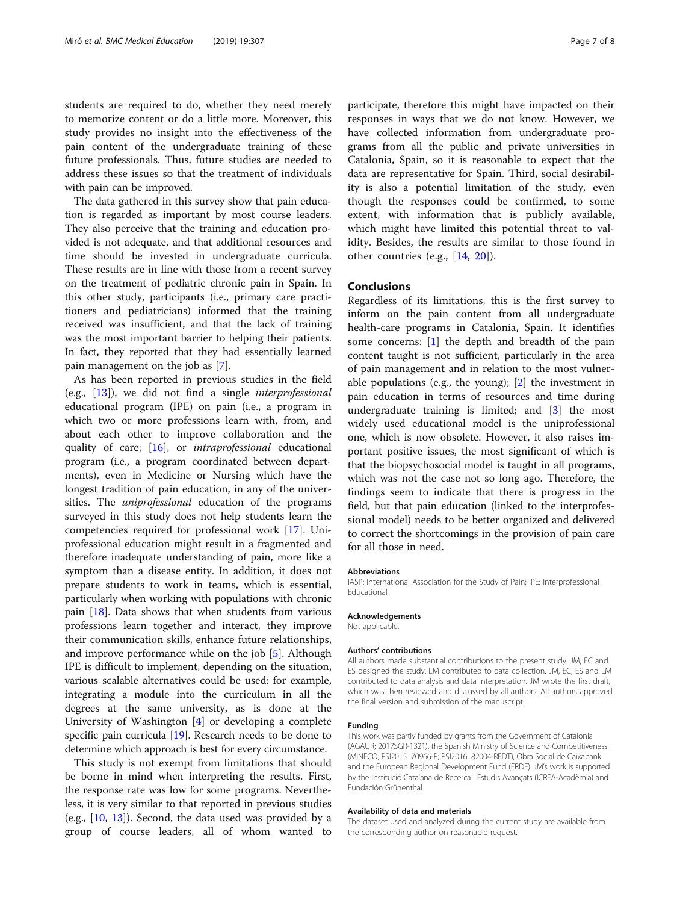students are required to do, whether they need merely to memorize content or do a little more. Moreover, this study provides no insight into the effectiveness of the pain content of the undergraduate training of these future professionals. Thus, future studies are needed to address these issues so that the treatment of individuals with pain can be improved.

The data gathered in this survey show that pain education is regarded as important by most course leaders. They also perceive that the training and education provided is not adequate, and that additional resources and time should be invested in undergraduate curricula. These results are in line with those from a recent survey on the treatment of pediatric chronic pain in Spain. In this other study, participants (i.e., primary care practitioners and pediatricians) informed that the training received was insufficient, and that the lack of training was the most important barrier to helping their patients. In fact, they reported that they had essentially learned pain management on the job as [7].

As has been reported in previous studies in the field (e.g., [13]), we did not find a single *interprofessional* educational program (IPE) on pain (i.e., a program in which two or more professions learn with, from, and about each other to improve collaboration and the quality of care; [16], or *intraprofessional* educational program (i.e., a program coordinated between departments), even in Medicine or Nursing which have the longest tradition of pain education, in any of the universities. The *uniprofessional* education of the programs surveyed in this study does not help students learn the competencies required for professional work [17]. Uniprofessional education might result in a fragmented and therefore inadequate understanding of pain, more like a symptom than a disease entity. In addition, it does not prepare students to work in teams, which is essential, particularly when working with populations with chronic pain [18]. Data shows that when students from various professions learn together and interact, they improve their communication skills, enhance future relationships, and improve performance while on the job [5]. Although IPE is difficult to implement, depending on the situation, various scalable alternatives could be used: for example, integrating a module into the curriculum in all the degrees at the same university, as is done at the University of Washington [4] or developing a complete specific pain curricula [19]. Research needs to be done to determine which approach is best for every circumstance.

This study is not exempt from limitations that should be borne in mind when interpreting the results. First, the response rate was low for some programs. Nevertheless, it is very similar to that reported in previous studies (e.g., [10, 13]). Second, the data used was provided by a group of course leaders, all of whom wanted to participate, therefore this might have impacted on their responses in ways that we do not know. However, we have collected information from undergraduate programs from all the public and private universities in Catalonia, Spain, so it is reasonable to expect that the data are representative for Spain. Third, social desirability is also a potential limitation of the study, even though the responses could be confirmed, to some extent, with information that is publicly available, which might have limited this potential threat to validity. Besides, the results are similar to those found in other countries (e.g., [14, 20]).

## Conclusions

Regardless of its limitations, this is the first survey to inform on the pain content from all undergraduate health-care programs in Catalonia, Spain. It identifies some concerns: [1] the depth and breadth of the pain content taught is not sufficient, particularly in the area of pain management and in relation to the most vulnerable populations (e.g., the young); [2] the investment in pain education in terms of resources and time during undergraduate training is limited; and [3] the most widely used educational model is the uniprofessional one, which is now obsolete. However, it also raises important positive issues, the most significant of which is that the biopsychosocial model is taught in all programs, which was not the case not so long ago. Therefore, the findings seem to indicate that there is progress in the field, but that pain education (linked to the interprofessional model) needs to be better organized and delivered to correct the shortcomings in the provision of pain care for all those in need.

#### Abbreviations

IASP: International Association for the Study of Pain; IPE: Interprofessional Educational

#### Acknowledgements

Not applicable.

#### Authors' contributions

All authors made substantial contributions to the present study. JM, EC and ES designed the study. LM contributed to data collection. JM, EC, ES and LM contributed to data analysis and data interpretation. JM wrote the first draft, which was then reviewed and discussed by all authors. All authors approved the final version and submission of the manuscript.

#### Funding

This work was partly funded by grants from the Government of Catalonia (AGAUR; 2017SGR-1321), the Spanish Ministry of Science and Competitiveness (MINECO; PSI2015–70966-P; PSI2016–82004-REDT), Obra Social de Caixabank and the European Regional Development Fund (ERDF). JM's work is supported by the Institució Catalana de Recerca i Estudis Avançats (ICREA-Acadèmia) and Fundación Grünenthal.

#### Availability of data and materials

The dataset used and analyzed during the current study are available from the corresponding author on reasonable request.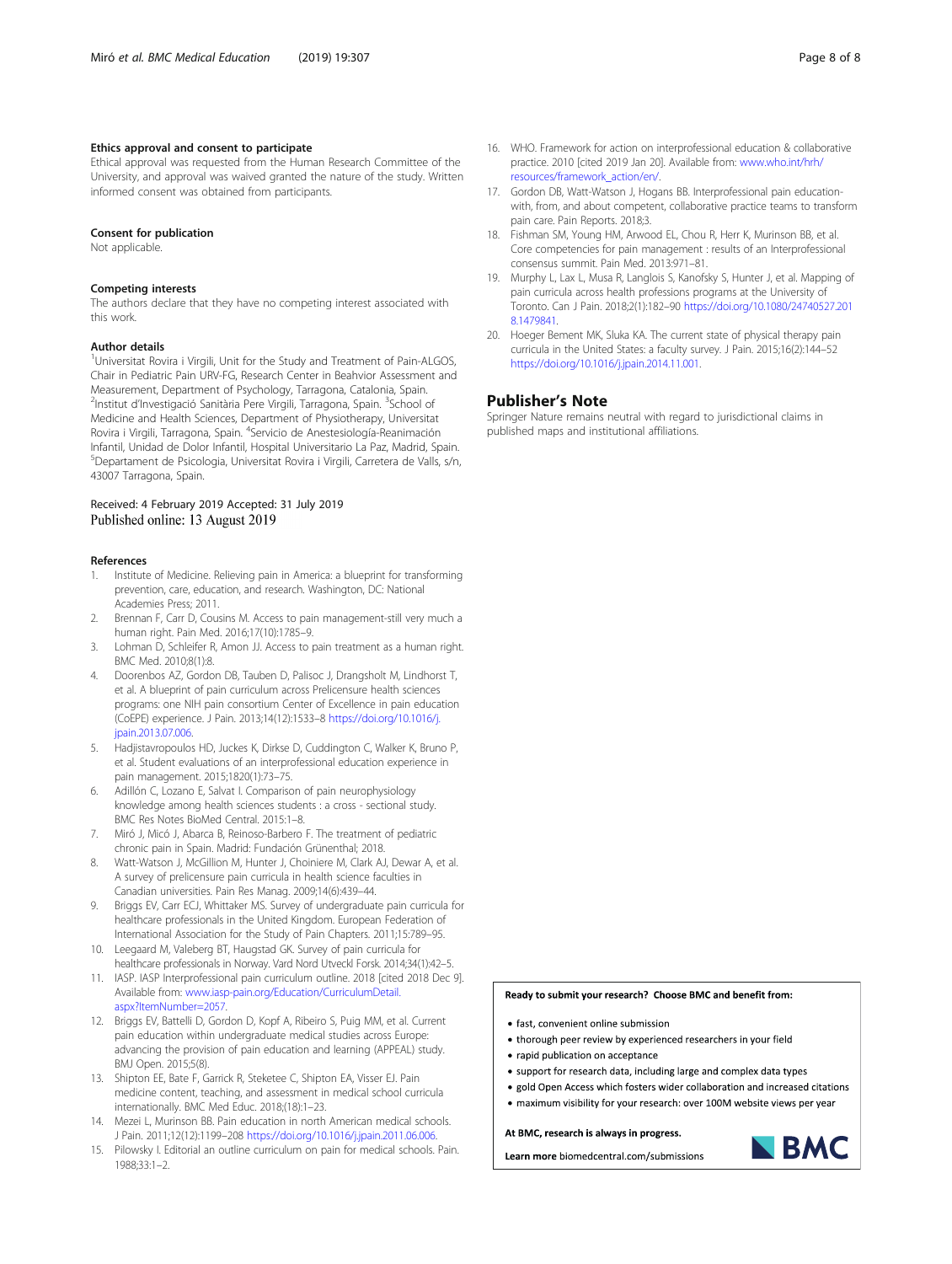#### Ethics approval and consent to participate

Ethical approval was requested from the Human Research Committee of the University, and approval was waived granted the nature of the study. Written informed consent was obtained from participants.

#### Consent for publication

Not applicable.

#### Competing interests

The authors declare that they have no competing interest associated with this work.

#### Author details

[1]Universitat Rovira i Virgili, Unit for the Study and Treatment of Pain-ALGOS, Chair in Pediatric Pain URV-FG, Research Center in Beahvior Assessment and Measurement, Department of Psychology, Tarragona, Catalonia, Spain. [2]Institut d'Investigació Sanitària Pere Virgili, Tarragona, Spain. [3]School of Medicine and Health Sciences, Department of Physiotherapy, Universitat Rovira i Virgili, Tarragona, Spain. [4]Servicio de Anestesiología-Reanimación Infantil, Unidad de Dolor Infantil, Hospital Universitario La Paz, Madrid, Spain. [5]Departament de Psicologia, Universitat Rovira i Virgili, Carretera de Valls, s/n, 43007 Tarragona, Spain.

Received: 4 February 2019 Accepted: 31 July 2019
Published online: 13 August 2019

#### References

1. Institute of Medicine. Relieving pain in America: a blueprint for transforming prevention, care, education, and research. Washington, DC: National Academies Press; 2011.
2. Brennan F, Carr D, Cousins M. Access to pain management-still very much a human right. Pain Med. 2016;17(10):1785–9.
3. Lohman D, Schleifer R, Amon JJ. Access to pain treatment as a human right. BMC Med. 2010;8(1):8.
4. Doorenbos AZ, Gordon DB, Tauben D, Palisoc J, Drangsholt M, Lindhorst T, et al. A blueprint of pain curriculum across Prelicensure health sciences programs: one NIH pain consortium Center of Excellence in pain education (CoEPE) experience. J Pain. 2013;14(12):1533–8 https://doi.org/10.1016/j.jpain.2013.07.006.
5. Hadjistavropoulos HD, Juckes K, Dirkse D, Cuddington C, Walker K, Bruno P, et al. Student evaluations of an interprofessional education experience in pain management. 2015;1820(1):73–75.
6. Adillón C, Lozano E, Salvat I. Comparison of pain neurophysiology knowledge among health sciences students : a cross - sectional study. BMC Res Notes BioMed Central. 2015:1–8.
7. Miró J, Micó J, Abarca B, Reinoso-Barbero F. The treatment of pediatric chronic pain in Spain. Madrid: Fundación Grünenthal; 2018.
8. Watt-Watson J, McGillion M, Hunter J, Choiniere M, Clark AJ, Dewar A, et al. A survey of prelicensure pain curricula in health science faculties in Canadian universities. Pain Res Manag. 2009;14(6):439–44.
9. Briggs EV, Carr ECJ, Whittaker MS. Survey of undergraduate pain curricula for healthcare professionals in the United Kingdom. European Federation of International Association for the Study of Pain Chapters. 2011;15:789–95.
10. Leegaard M, Valeberg BT, Haugstad GK. Survey of pain curricula for healthcare professionals in Norway. Vard Nord Utveckl Forsk. 2014;34(1):42–5.
11. IASP. IASP Interprofessional pain curriculum outline. 2018 [cited 2018 Dec 9]. Available from: www.iasp-pain.org/Education/CurriculumDetail.aspx?ItemNumber=2057.
12. Briggs EV, Battelli D, Gordon D, Kopf A, Ribeiro S, Puig MM, et al. Current pain education within undergraduate medical studies across Europe: advancing the provision of pain education and learning (APPEAL) study. BMJ Open. 2015;5(8).
13. Shipton EE, Bate F, Garrick R, Steketee C, Shipton EA, Visser EJ. Pain medicine content, teaching, and assessment in medical school curricula internationally. BMC Med Educ. 2018;(18):1–23.
14. Mezei L, Murinson BB. Pain education in north American medical schools. J Pain. 2011;12(12):1199–208 https://doi.org/10.1016/j.jpain.2011.06.006.
15. Pilowsky I. Editorial an outline curriculum on pain for medical schools. Pain. 1988;33:1–2.
16. WHO. Framework for action on interprofessional education & collaborative practice. 2010 [cited 2019 Jan 20]. Available from: www.who.int/hrh/resources/framework_action/en/.
17. Gordon DB, Watt-Watson J, Hogans BB. Interprofessional pain education-with, from, and about competent, collaborative practice teams to transform pain care. Pain Reports. 2018;3.
18. Fishman SM, Young HM, Arwood EL, Chou R, Herr K, Murinson BB, et al. Core competencies for pain management : results of an Interprofessional consensus summit. Pain Med. 2013:971–81.
19. Murphy L, Lax L, Musa R, Langlois S, Kanofsky S, Hunter J, et al. Mapping of pain curricula across health professions programs at the University of Toronto. Can J Pain. 2018;2(1):182–90 https://doi.org/10.1080/24740527.2018.1479841.
20. Hoeger Bement MK, Sluka KA. The current state of physical therapy pain curricula in the United States: a faculty survey. J Pain. 2015;16(2):144–52 https://doi.org/10.1016/j.jpain.2014.11.001.

## Publisher's Note

Springer Nature remains neutral with regard to jurisdictional claims in published maps and institutional affiliations.

**Ready to submit your research? Choose BMC and benefit from:**

- fast, convenient online submission
- thorough peer review by experienced researchers in your field
- rapid publication on acceptance
- support for research data, including large and complex data types
- gold Open Access which fosters wider collaboration and increased citations
- maximum visibility for your research: over 100M website views per year

**At BMC, research is always in progress.**

**Learn more** biomedcentral.com/submissions

BMC